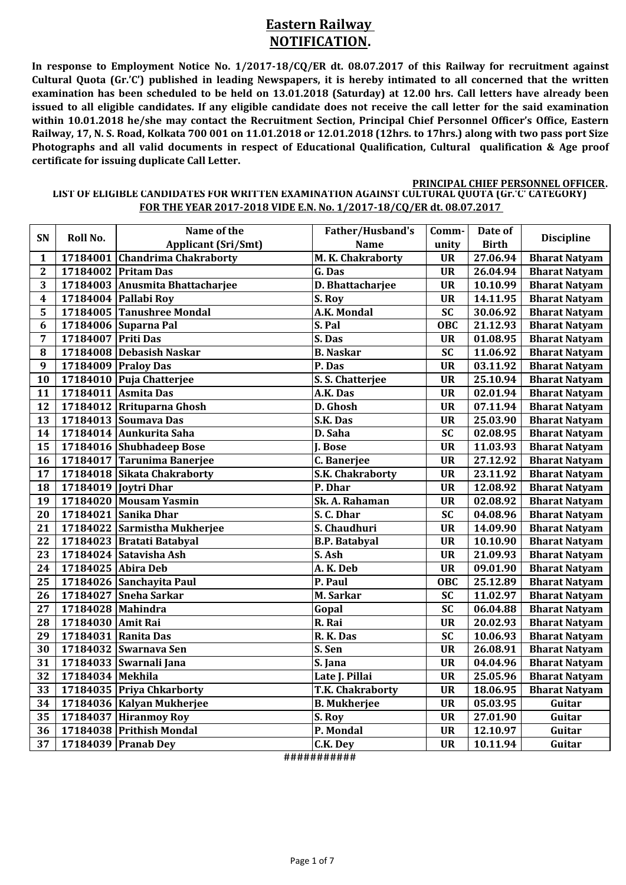# Eastern Railway
## NOTIFICATION.

**In response to Employment Notice No. 1/2017-18/CQ/ER dt. 08.07.2017 of this Railway for recruitment against Cultural Quota (Gr.'C') published in leading Newspapers, it is hereby intimated to all concerned that the written examination has been scheduled to be held on 13.01.2018 (Saturday) at 12.00 hrs. Call letters have already been issued to all eligible candidates. If any eligible candidate does not receive the call letter for the said examination within 10.01.2018 he/she may contact the Recruitment Section, Principal Chief Personnel Officer's Office, Eastern Railway, 17, N. S. Road, Kolkata 700 001 on 11.01.2018 or 12.01.2018 (12hrs. to 17hrs.) along with two pass port Size Photographs and all valid documents in respect of Educational Qualification, Cultural qualification & Age proof certificate for issuing duplicate Call Letter.**

**PRINCIPAL CHIEF PERSONNEL OFFICER.**

**LIST OF ELIGIBLE CANDIDATES FOR WRITTEN EXAMINATION AGAINST CULTURAL QUOTA (Gr.'C' CATEGORY) FOR THE YEAR 2017-2018 VIDE E.N. No. 1/2017-18/CQ/ER dt. 08.07.2017**

| SN | Roll No. | Name of the Applicant (Sri/Smt) | Father/Husband's Name | Community | Date of Birth | Discipline |
|---|---|---|---|---|---|---|
| 1 | 17184001 | Chandrima Chakraborty | M. K. Chakraborty | UR | 27.06.94 | Bharat Natyam |
| 2 | 17184002 | Pritam Das | G. Das | UR | 26.04.94 | Bharat Natyam |
| 3 | 17184003 | Anusmita Bhattacharjee | D. Bhattacharjee | UR | 10.10.99 | Bharat Natyam |
| 4 | 17184004 | Pallabi Roy | S. Roy | UR | 14.11.95 | Bharat Natyam |
| 5 | 17184005 | Tanushree Mondal | A.K. Mondal | SC | 30.06.92 | Bharat Natyam |
| 6 | 17184006 | Suparna Pal | S. Pal | OBC | 21.12.93 | Bharat Natyam |
| 7 | 17184007 | Priti Das | S. Das | UR | 01.08.95 | Bharat Natyam |
| 8 | 17184008 | Debasish Naskar | B. Naskar | SC | 11.06.92 | Bharat Natyam |
| 9 | 17184009 | Praloy Das | P. Das | UR | 03.11.92 | Bharat Natyam |
| 10 | 17184010 | Puja Chatterjee | S. S. Chatterjee | UR | 25.10.94 | Bharat Natyam |
| 11 | 17184011 | Asmita Das | A.K. Das | UR | 02.01.94 | Bharat Natyam |
| 12 | 17184012 | Rrituparna Ghosh | D. Ghosh | UR | 07.11.94 | Bharat Natyam |
| 13 | 17184013 | Soumava Das | S.K. Das | UR | 25.03.90 | Bharat Natyam |
| 14 | 17184014 | Aunkurita Saha | D. Saha | SC | 02.08.95 | Bharat Natyam |
| 15 | 17184016 | Shubhadeep Bose | J. Bose | UR | 11.03.93 | Bharat Natyam |
| 16 | 17184017 | Tarunima Banerjee | C. Banerjee | UR | 27.12.92 | Bharat Natyam |
| 17 | 17184018 | Sikata Chakraborty | S.K. Chakraborty | UR | 23.11.92 | Bharat Natyam |
| 18 | 17184019 | Joytri Dhar | P. Dhar | UR | 12.08.92 | Bharat Natyam |
| 19 | 17184020 | Mousam Yasmin | Sk. A. Rahaman | UR | 02.08.92 | Bharat Natyam |
| 20 | 17184021 | Sanika Dhar | S. C. Dhar | SC | 04.08.96 | Bharat Natyam |
| 21 | 17184022 | Sarmistha Mukherjee | S. Chaudhuri | UR | 14.09.90 | Bharat Natyam |
| 22 | 17184023 | Bratati Batabyal | B.P. Batabyal | UR | 10.10.90 | Bharat Natyam |
| 23 | 17184024 | Satavisha Ash | S. Ash | UR | 21.09.93 | Bharat Natyam |
| 24 | 17184025 | Abira Deb | A. K. Deb | UR | 09.01.90 | Bharat Natyam |
| 25 | 17184026 | Sanchayita Paul | P. Paul | OBC | 25.12.89 | Bharat Natyam |
| 26 | 17184027 | Sneha Sarkar | M. Sarkar | SC | 11.02.97 | Bharat Natyam |
| 27 | 17184028 | Mahindra | Gopal | SC | 06.04.88 | Bharat Natyam |
| 28 | 17184030 | Amit Rai | R. Rai | UR | 20.02.93 | Bharat Natyam |
| 29 | 17184031 | Ranita Das | R. K. Das | SC | 10.06.93 | Bharat Natyam |
| 30 | 17184032 | Swarnava Sen | S. Sen | UR | 26.08.91 | Bharat Natyam |
| 31 | 17184033 | Swarnali Jana | S. Jana | UR | 04.04.96 | Bharat Natyam |
| 32 | 17184034 | Mekhila | Late J. Pillai | UR | 25.05.96 | Bharat Natyam |
| 33 | 17184035 | Priya Chkarborty | T.K. Chakraborty | UR | 18.06.95 | Bharat Natyam |
| 34 | 17184036 | Kalyan Mukherjee | B. Mukherjee | UR | 05.03.95 | Guitar |
| 35 | 17184037 | Hiranmoy Roy | S. Roy | UR | 27.01.90 | Guitar |
| 36 | 17184038 | Prithish Mondal | P. Mondal | UR | 12.10.97 | Guitar |
| 37 | 17184039 | Pranab Dey | C.K. Dey | UR | 10.11.94 | Guitar |

###########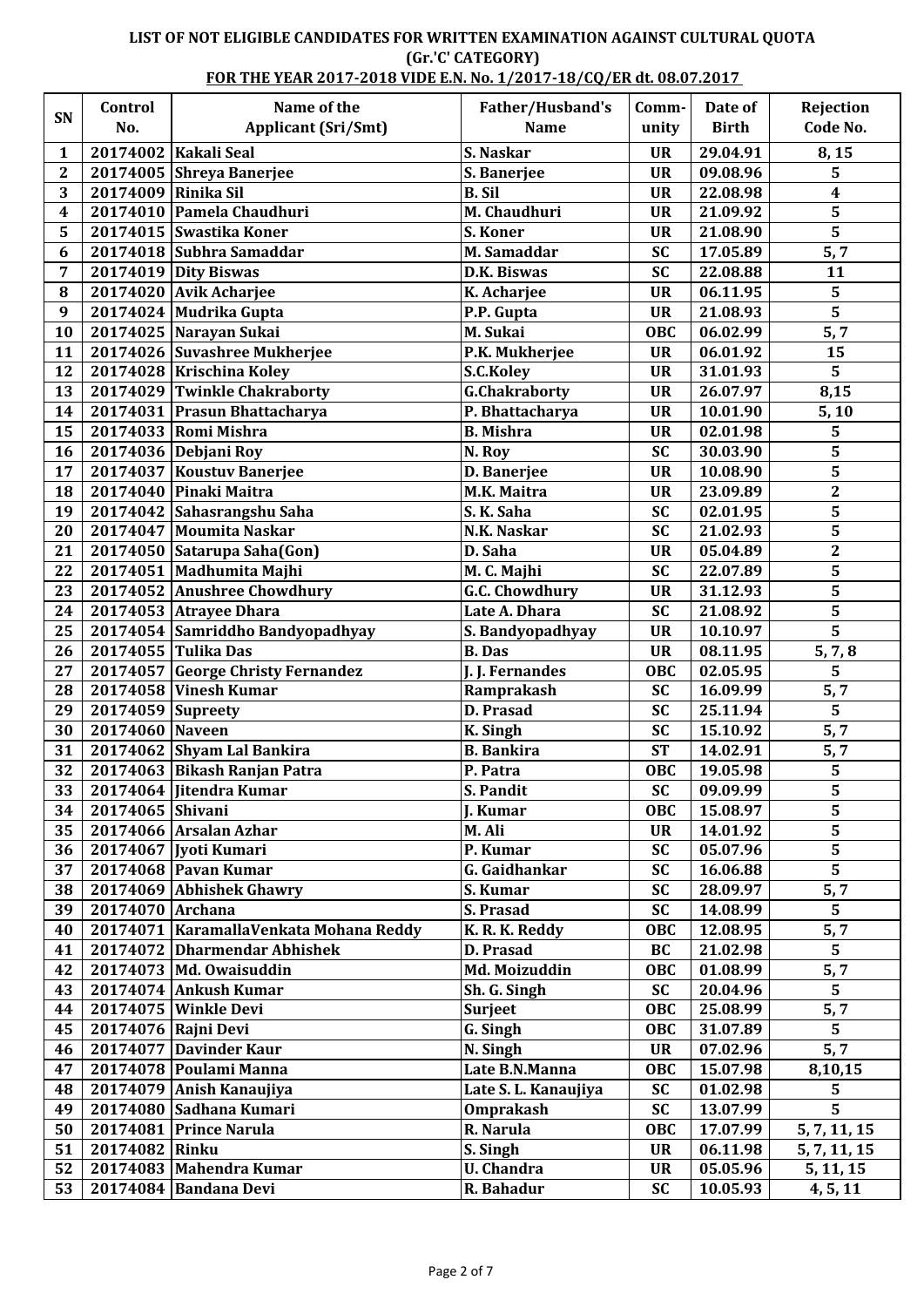**LIST OF NOT ELIGIBLE CANDIDATES FOR WRITTEN EXAMINATION AGAINST CULTURAL QUOTA (Gr.'C' CATEGORY) FOR THE YEAR 2017-2018 VIDE E.N. No. 1/2017-18/CQ/ER dt. 08.07.2017**

| SN | Control No. | Name of the Applicant (Sri/Smt) | Father/Husband's Name | Comm-unity | Date of Birth | Rejection Code No. |
|---|---|---|---|---|---|---|
| 1 | 20174002 | Kakali Seal | S. Naskar | UR | 29.04.91 | 8, 15 |
| 2 | 20174005 | Shreya Banerjee | S. Banerjee | UR | 09.08.96 | 5 |
| 3 | 20174009 | Rinika Sil | B. Sil | UR | 22.08.98 | 4 |
| 4 | 20174010 | Pamela Chaudhuri | M. Chaudhuri | UR | 21.09.92 | 5 |
| 5 | 20174015 | Swastika Koner | S. Koner | UR | 21.08.90 | 5 |
| 6 | 20174018 | Subhra Samaddar | M. Samaddar | SC | 17.05.89 | 5, 7 |
| 7 | 20174019 | Dity Biswas | D.K. Biswas | SC | 22.08.88 | 11 |
| 8 | 20174020 | Avik Acharjee | K. Acharjee | UR | 06.11.95 | 5 |
| 9 | 20174024 | Mudrika Gupta | P.P. Gupta | UR | 21.08.93 | 5 |
| 10 | 20174025 | Narayan Sukai | M. Sukai | OBC | 06.02.99 | 5, 7 |
| 11 | 20174026 | Suvashree Mukherjee | P.K. Mukherjee | UR | 06.01.92 | 15 |
| 12 | 20174028 | Krischina Koley | S.C.Koley | UR | 31.01.93 | 5 |
| 13 | 20174029 | Twinkle Chakraborty | G.Chakraborty | UR | 26.07.97 | 8,15 |
| 14 | 20174031 | Prasun Bhattacharya | P. Bhattacharya | UR | 10.01.90 | 5, 10 |
| 15 | 20174033 | Romi Mishra | B. Mishra | UR | 02.01.98 | 5 |
| 16 | 20174036 | Debjani Roy | N. Roy | SC | 30.03.90 | 5 |
| 17 | 20174037 | Koustuv Banerjee | D. Banerjee | UR | 10.08.90 | 5 |
| 18 | 20174040 | Pinaki Maitra | M.K. Maitra | UR | 23.09.89 | 2 |
| 19 | 20174042 | Sahasrangshu Saha | S. K. Saha | SC | 02.01.95 | 5 |
| 20 | 20174047 | Moumita Naskar | N.K. Naskar | SC | 21.02.93 | 5 |
| 21 | 20174050 | Satarupa Saha(Gon) | D. Saha | UR | 05.04.89 | 2 |
| 22 | 20174051 | Madhumita Majhi | M. C. Majhi | SC | 22.07.89 | 5 |
| 23 | 20174052 | Anushree Chowdhury | G.C. Chowdhury | UR | 31.12.93 | 5 |
| 24 | 20174053 | Atrayee Dhara | Late A. Dhara | SC | 21.08.92 | 5 |
| 25 | 20174054 | Samriddho Bandyopadhyay | S. Bandyopadhyay | UR | 10.10.97 | 5 |
| 26 | 20174055 | Tulika Das | B. Das | UR | 08.11.95 | 5, 7, 8 |
| 27 | 20174057 | George Christy Fernandez | J. J. Fernandes | OBC | 02.05.95 | 5 |
| 28 | 20174058 | Vinesh Kumar | Ramprakash | SC | 16.09.99 | 5, 7 |
| 29 | 20174059 | Supreety | D. Prasad | SC | 25.11.94 | 5 |
| 30 | 20174060 | Naveen | K. Singh | SC | 15.10.92 | 5, 7 |
| 31 | 20174062 | Shyam Lal Bankira | B. Bankira | ST | 14.02.91 | 5, 7 |
| 32 | 20174063 | Bikash Ranjan Patra | P. Patra | OBC | 19.05.98 | 5 |
| 33 | 20174064 | Jitendra Kumar | S. Pandit | SC | 09.09.99 | 5 |
| 34 | 20174065 | Shivani | J. Kumar | OBC | 15.08.97 | 5 |
| 35 | 20174066 | Arsalan Azhar | M. Ali | UR | 14.01.92 | 5 |
| 36 | 20174067 | Jyoti Kumari | P. Kumar | SC | 05.07.96 | 5 |
| 37 | 20174068 | Pavan Kumar | G. Gaidhankar | SC | 16.06.88 | 5 |
| 38 | 20174069 | Abhishek Ghawry | S. Kumar | SC | 28.09.97 | 5, 7 |
| 39 | 20174070 | Archana | S. Prasad | SC | 14.08.99 | 5 |
| 40 | 20174071 | KaramallaVenkata Mohana Reddy | K. R. K. Reddy | OBC | 12.08.95 | 5, 7 |
| 41 | 20174072 | Dharmendar Abhishek | D. Prasad | BC | 21.02.98 | 5 |
| 42 | 20174073 | Md. Owaisuddin | Md. Moizuddin | OBC | 01.08.99 | 5, 7 |
| 43 | 20174074 | Ankush Kumar | Sh. G. Singh | SC | 20.04.96 | 5 |
| 44 | 20174075 | Winkle Devi | Surjeet | OBC | 25.08.99 | 5, 7 |
| 45 | 20174076 | Rajni Devi | G. Singh | OBC | 31.07.89 | 5 |
| 46 | 20174077 | Davinder Kaur | N. Singh | UR | 07.02.96 | 5, 7 |
| 47 | 20174078 | Poulami Manna | Late B.N.Manna | OBC | 15.07.98 | 8,10,15 |
| 48 | 20174079 | Anish Kanaujiya | Late S. L. Kanaujiya | SC | 01.02.98 | 5 |
| 49 | 20174080 | Sadhana Kumari | Omprakash | SC | 13.07.99 | 5 |
| 50 | 20174081 | Prince Narula | R. Narula | OBC | 17.07.99 | 5, 7, 11, 15 |
| 51 | 20174082 | Rinku | S. Singh | UR | 06.11.98 | 5, 7, 11, 15 |
| 52 | 20174083 | Mahendra Kumar | U. Chandra | UR | 05.05.96 | 5, 11, 15 |
| 53 | 20174084 | Bandana Devi | R. Bahadur | SC | 10.05.93 | 4, 5, 11 |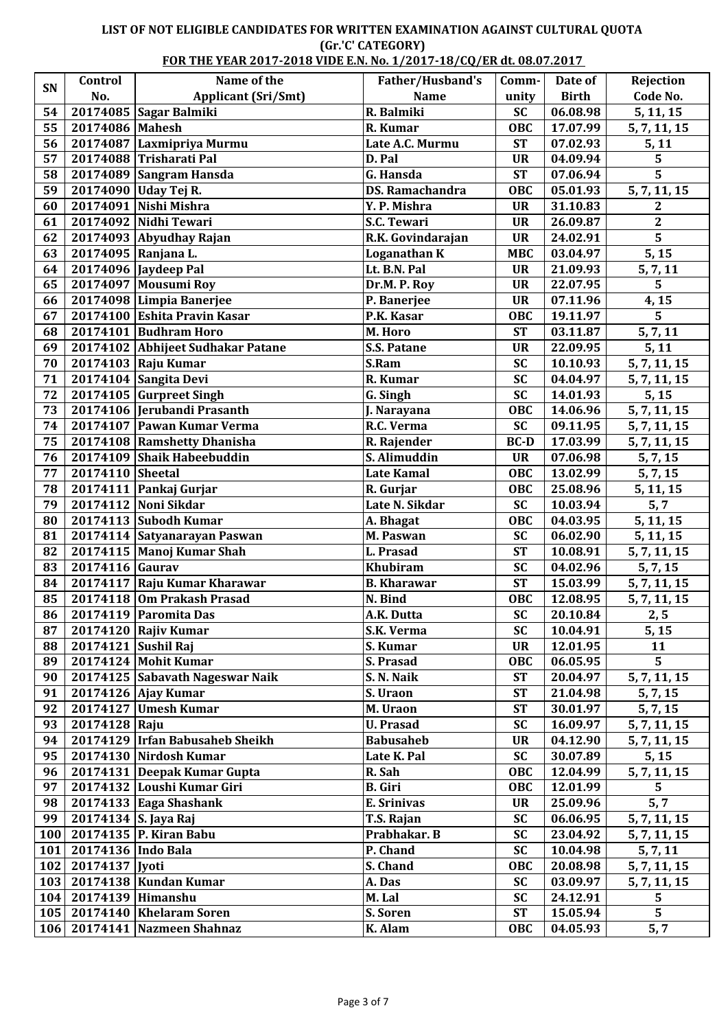**LIST OF NOT ELIGIBLE CANDIDATES FOR WRITTEN EXAMINATION AGAINST CULTURAL QUOTA (Gr.'C' CATEGORY)**

**FOR THE YEAR 2017-2018 VIDE E.N. No. 1/2017-18/CQ/ER dt. 08.07.2017**

| SN | Control No. | Name of the Applicant (Sri/Smt) | Father/Husband's Name | Comm-unity | Date of Birth | Rejection Code No. |
|---|---|---|---|---|---|---|
| 54 | 20174085 | Sagar Balmiki | R. Balmiki | SC | 06.08.98 | 5, 11, 15 |
| 55 | 20174086 | Mahesh | R. Kumar | OBC | 17.07.99 | 5, 7, 11, 15 |
| 56 | 20174087 | Laxmipriya Murmu | Late A.C. Murmu | ST | 07.02.93 | 5, 11 |
| 57 | 20174088 | Trisharati Pal | D. Pal | UR | 04.09.94 | 5 |
| 58 | 20174089 | Sangram Hansda | G. Hansda | ST | 07.06.94 | 5 |
| 59 | 20174090 | Uday Tej R. | DS. Ramachandra | OBC | 05.01.93 | 5, 7, 11, 15 |
| 60 | 20174091 | Nishi Mishra | Y. P. Mishra | UR | 31.10.83 | 2 |
| 61 | 20174092 | Nidhi Tewari | S.C. Tewari | UR | 26.09.87 | 2 |
| 62 | 20174093 | Abyudhay Rajan | R.K. Govindarajan | UR | 24.02.91 | 5 |
| 63 | 20174095 | Ranjana L. | Loganathan K | MBC | 03.04.97 | 5, 15 |
| 64 | 20174096 | Jaydeep Pal | Lt. B.N. Pal | UR | 21.09.93 | 5, 7, 11 |
| 65 | 20174097 | Mousumi Roy | Dr.M. P. Roy | UR | 22.07.95 | 5 |
| 66 | 20174098 | Limpia Banerjee | P. Banerjee | UR | 07.11.96 | 4, 15 |
| 67 | 20174100 | Eshita Pravin Kasar | P.K. Kasar | OBC | 19.11.97 | 5 |
| 68 | 20174101 | Budhram Horo | M. Horo | ST | 03.11.87 | 5, 7, 11 |
| 69 | 20174102 | Abhijeet Sudhakar Patane | S.S. Patane | UR | 22.09.95 | 5, 11 |
| 70 | 20174103 | Raju Kumar | S.Ram | SC | 10.10.93 | 5, 7, 11, 15 |
| 71 | 20174104 | Sangita Devi | R. Kumar | SC | 04.04.97 | 5, 7, 11, 15 |
| 72 | 20174105 | Gurpreet Singh | G. Singh | SC | 14.01.93 | 5, 15 |
| 73 | 20174106 | Jerubandi Prasanth | J. Narayana | OBC | 14.06.96 | 5, 7, 11, 15 |
| 74 | 20174107 | Pawan Kumar Verma | R.C. Verma | SC | 09.11.95 | 5, 7, 11, 15 |
| 75 | 20174108 | Ramshetty Dhanisha | R. Rajender | BC-D | 17.03.99 | 5, 7, 11, 15 |
| 76 | 20174109 | Shaik Habeebuddin | S. Alimuddin | UR | 07.06.98 | 5, 7, 15 |
| 77 | 20174110 | Sheetal | Late Kamal | OBC | 13.02.99 | 5, 7, 15 |
| 78 | 20174111 | Pankaj Gurjar | R. Gurjar | OBC | 25.08.96 | 5, 11, 15 |
| 79 | 20174112 | Noni Sikdar | Late N. Sikdar | SC | 10.03.94 | 5, 7 |
| 80 | 20174113 | Subodh Kumar | A. Bhagat | OBC | 04.03.95 | 5, 11, 15 |
| 81 | 20174114 | Satyanarayan Paswan | M. Paswan | SC | 06.02.90 | 5, 11, 15 |
| 82 | 20174115 | Manoj Kumar Shah | L. Prasad | ST | 10.08.91 | 5, 7, 11, 15 |
| 83 | 20174116 | Gaurav | Khubiram | SC | 04.02.96 | 5, 7, 15 |
| 84 | 20174117 | Raju Kumar Kharawar | B. Kharawar | ST | 15.03.99 | 5, 7, 11, 15 |
| 85 | 20174118 | Om Prakash Prasad | N. Bind | OBC | 12.08.95 | 5, 7, 11, 15 |
| 86 | 20174119 | Paromita Das | A.K. Dutta | SC | 20.10.84 | 2, 5 |
| 87 | 20174120 | Rajiv Kumar | S.K. Verma | SC | 10.04.91 | 5, 15 |
| 88 | 20174121 | Sushil Raj | S. Kumar | UR | 12.01.95 | 11 |
| 89 | 20174124 | Mohit Kumar | S. Prasad | OBC | 06.05.95 | 5 |
| 90 | 20174125 | Sabavath Nageswar Naik | S. N. Naik | ST | 20.04.97 | 5, 7, 11, 15 |
| 91 | 20174126 | Ajay Kumar | S. Uraon | ST | 21.04.98 | 5, 7, 15 |
| 92 | 20174127 | Umesh Kumar | M. Uraon | ST | 30.01.97 | 5, 7, 15 |
| 93 | 20174128 | Raju | U. Prasad | SC | 16.09.97 | 5, 7, 11, 15 |
| 94 | 20174129 | Irfan Babusaheb Sheikh | Babusaheb | UR | 04.12.90 | 5, 7, 11, 15 |
| 95 | 20174130 | Nirdosh Kumar | Late K. Pal | SC | 30.07.89 | 5, 15 |
| 96 | 20174131 | Deepak Kumar Gupta | R. Sah | OBC | 12.04.99 | 5, 7, 11, 15 |
| 97 | 20174132 | Loushi Kumar Giri | B. Giri | OBC | 12.01.99 | 5 |
| 98 | 20174133 | Eaga Shashank | E. Srinivas | UR | 25.09.96 | 5, 7 |
| 99 | 20174134 | S. Jaya Raj | T.S. Rajan | SC | 06.06.95 | 5, 7, 11, 15 |
| 100 | 20174135 | P. Kiran Babu | Prabhakar. B | SC | 23.04.92 | 5, 7, 11, 15 |
| 101 | 20174136 | Indo Bala | P. Chand | SC | 10.04.98 | 5, 7, 11 |
| 102 | 20174137 | Jyoti | S. Chand | OBC | 20.08.98 | 5, 7, 11, 15 |
| 103 | 20174138 | Kundan Kumar | A. Das | SC | 03.09.97 | 5, 7, 11, 15 |
| 104 | 20174139 | Himanshu | M. Lal | SC | 24.12.91 | 5 |
| 105 | 20174140 | Khelaram Soren | S. Soren | ST | 15.05.94 | 5 |
| 106 | 20174141 | Nazmeen Shahnaz | K. Alam | OBC | 04.05.93 | 5, 7 |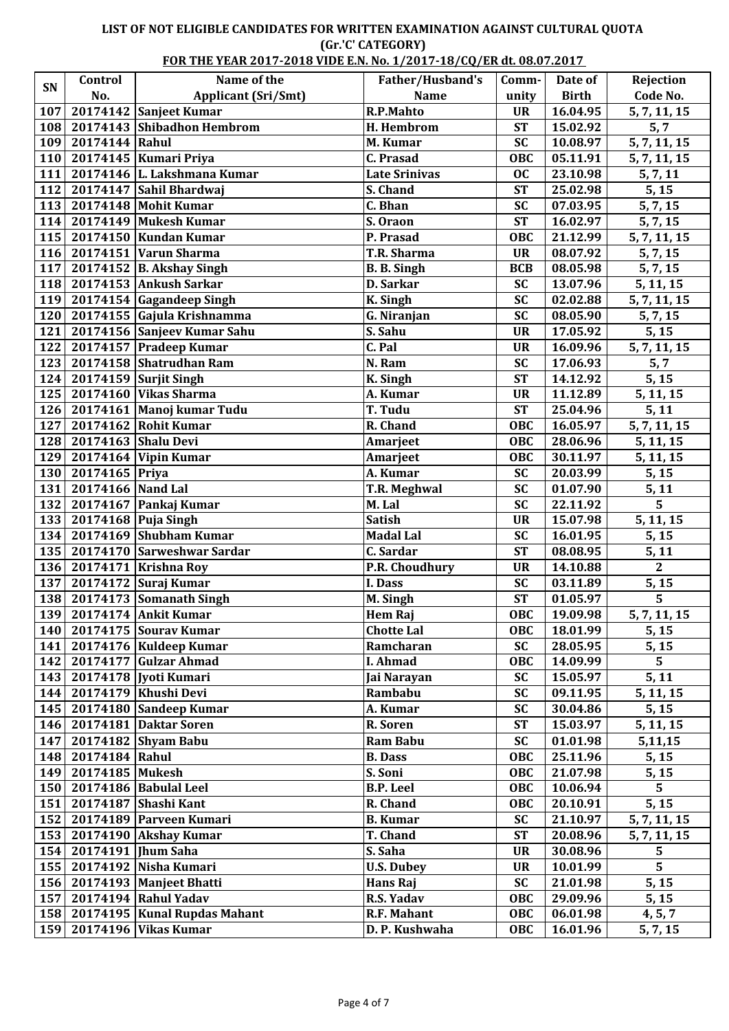**LIST OF NOT ELIGIBLE CANDIDATES FOR WRITTEN EXAMINATION AGAINST CULTURAL QUOTA (Gr.'C' CATEGORY)**

**FOR THE YEAR 2017-2018 VIDE E.N. No. 1/2017-18/CQ/ER dt. 08.07.2017**

| SN | Control No. | Name of the Applicant (Sri/Smt) | Father/Husband's Name | Comm-unity | Date of Birth | Rejection Code No. |
|---|---|---|---|---|---|---|
| 107 | 20174142 | Sanjeet Kumar | R.P.Mahto | UR | 16.04.95 | 5, 7, 11, 15 |
| 108 | 20174143 | Shibadhon Hembrom | H. Hembrom | ST | 15.02.92 | 5, 7 |
| 109 | 20174144 | Rahul | M. Kumar | SC | 10.08.97 | 5, 7, 11, 15 |
| 110 | 20174145 | Kumari Priya | C. Prasad | OBC | 05.11.91 | 5, 7, 11, 15 |
| 111 | 20174146 | L. Lakshmana Kumar | Late Srinivas | OC | 23.10.98 | 5, 7, 11 |
| 112 | 20174147 | Sahil Bhardwaj | S. Chand | ST | 25.02.98 | 5, 15 |
| 113 | 20174148 | Mohit Kumar | C. Bhan | SC | 07.03.95 | 5, 7, 15 |
| 114 | 20174149 | Mukesh Kumar | S. Oraon | ST | 16.02.97 | 5, 7, 15 |
| 115 | 20174150 | Kundan Kumar | P. Prasad | OBC | 21.12.99 | 5, 7, 11, 15 |
| 116 | 20174151 | Varun Sharma | T.R. Sharma | UR | 08.07.92 | 5, 7, 15 |
| 117 | 20174152 | B. Akshay Singh | B. B. Singh | BCB | 08.05.98 | 5, 7, 15 |
| 118 | 20174153 | Ankush Sarkar | D. Sarkar | SC | 13.07.96 | 5, 11, 15 |
| 119 | 20174154 | Gagandeep Singh | K. Singh | SC | 02.02.88 | 5, 7, 11, 15 |
| 120 | 20174155 | Gajula Krishnamma | G. Niranjan | SC | 08.05.90 | 5, 7, 15 |
| 121 | 20174156 | Sanjeev Kumar Sahu | S. Sahu | UR | 17.05.92 | 5, 15 |
| 122 | 20174157 | Pradeep Kumar | C. Pal | UR | 16.09.96 | 5, 7, 11, 15 |
| 123 | 20174158 | Shatrudhan Ram | N. Ram | SC | 17.06.93 | 5, 7 |
| 124 | 20174159 | Surjit Singh | K. Singh | ST | 14.12.92 | 5, 15 |
| 125 | 20174160 | Vikas Sharma | A. Kumar | UR | 11.12.89 | 5, 11, 15 |
| 126 | 20174161 | Manoj kumar Tudu | T. Tudu | ST | 25.04.96 | 5, 11 |
| 127 | 20174162 | Rohit Kumar | R. Chand | OBC | 16.05.97 | 5, 7, 11, 15 |
| 128 | 20174163 | Shalu Devi | Amarjeet | OBC | 28.06.96 | 5, 11, 15 |
| 129 | 20174164 | Vipin Kumar | Amarjeet | OBC | 30.11.97 | 5, 11, 15 |
| 130 | 20174165 | Priya | A. Kumar | SC | 20.03.99 | 5, 15 |
| 131 | 20174166 | Nand Lal | T.R. Meghwal | SC | 01.07.90 | 5, 11 |
| 132 | 20174167 | Pankaj Kumar | M. Lal | SC | 22.11.92 | 5 |
| 133 | 20174168 | Puja Singh | Satish | UR | 15.07.98 | 5, 11, 15 |
| 134 | 20174169 | Shubham Kumar | Madal Lal | SC | 16.01.95 | 5, 15 |
| 135 | 20174170 | Sarweshwar Sardar | C. Sardar | ST | 08.08.95 | 5, 11 |
| 136 | 20174171 | Krishna Roy | P.R. Choudhury | UR | 14.10.88 | 2 |
| 137 | 20174172 | Suraj Kumar | I. Dass | SC | 03.11.89 | 5, 15 |
| 138 | 20174173 | Somanath Singh | M. Singh | ST | 01.05.97 | 5 |
| 139 | 20174174 | Ankit Kumar | Hem Raj | OBC | 19.09.98 | 5, 7, 11, 15 |
| 140 | 20174175 | Sourav Kumar | Chotte Lal | OBC | 18.01.99 | 5, 15 |
| 141 | 20174176 | Kuldeep Kumar | Ramcharan | SC | 28.05.95 | 5, 15 |
| 142 | 20174177 | Gulzar Ahmad | I. Ahmad | OBC | 14.09.99 | 5 |
| 143 | 20174178 | Jyoti Kumari | Jai Narayan | SC | 15.05.97 | 5, 11 |
| 144 | 20174179 | Khushi Devi | Rambabu | SC | 09.11.95 | 5, 11, 15 |
| 145 | 20174180 | Sandeep Kumar | A. Kumar | SC | 30.04.86 | 5, 15 |
| 146 | 20174181 | Daktar Soren | R. Soren | ST | 15.03.97 | 5, 11, 15 |
| 147 | 20174182 | Shyam Babu | Ram Babu | SC | 01.01.98 | 5,11,15 |
| 148 | 20174184 | Rahul | B. Dass | OBC | 25.11.96 | 5, 15 |
| 149 | 20174185 | Mukesh | S. Soni | OBC | 21.07.98 | 5, 15 |
| 150 | 20174186 | Babulal Leel | B.P. Leel | OBC | 10.06.94 | 5 |
| 151 | 20174187 | Shashi Kant | R. Chand | OBC | 20.10.91 | 5, 15 |
| 152 | 20174189 | Parveen Kumari | B. Kumar | SC | 21.10.97 | 5, 7, 11, 15 |
| 153 | 20174190 | Akshay Kumar | T. Chand | ST | 20.08.96 | 5, 7, 11, 15 |
| 154 | 20174191 | Jhum Saha | S. Saha | UR | 30.08.96 | 5 |
| 155 | 20174192 | Nisha Kumari | U.S. Dubey | UR | 10.01.99 | 5 |
| 156 | 20174193 | Manjeet Bhatti | Hans Raj | SC | 21.01.98 | 5, 15 |
| 157 | 20174194 | Rahul Yadav | R.S. Yadav | OBC | 29.09.96 | 5, 15 |
| 158 | 20174195 | Kunal Rupdas Mahant | R.F. Mahant | OBC | 06.01.98 | 4, 5, 7 |
| 159 | 20174196 | Vikas Kumar | D. P. Kushwaha | OBC | 16.01.96 | 5, 7, 15 |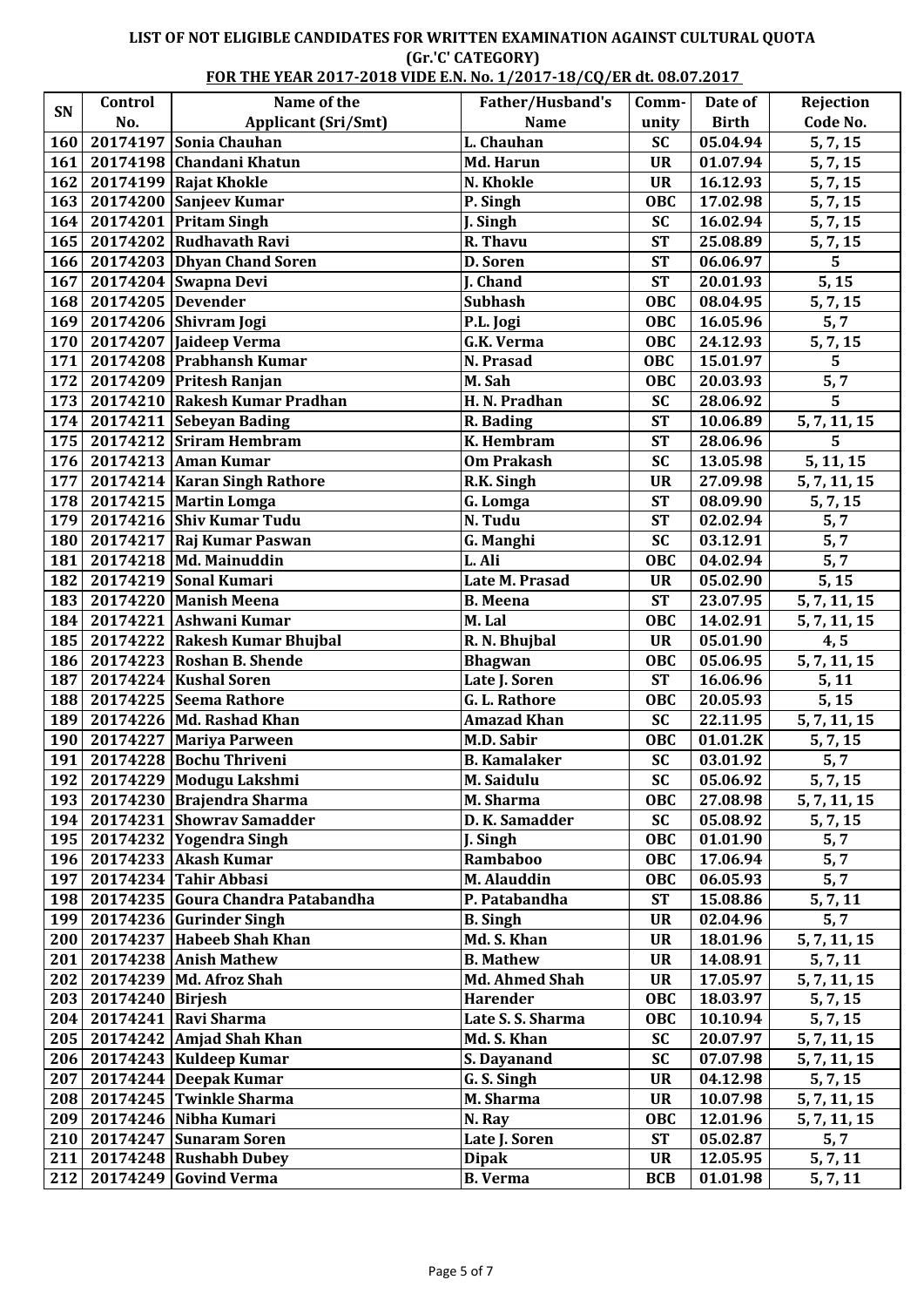# LIST OF NOT ELIGIBLE CANDIDATES FOR WRITTEN EXAMINATION AGAINST CULTURAL QUOTA (Gr.'C' CATEGORY)

## FOR THE YEAR 2017-2018 VIDE E.N. No. 1/2017-18/CQ/ER dt. 08.07.2017

| SN | Control No. | Name of the Applicant (Sri/Smt) | Father/Husband's Name | Comm-unity | Date of Birth | Rejection Code No. |
|---|---|---|---|---|---|---|
| 160 | 20174197 | Sonia Chauhan | L. Chauhan | SC | 05.04.94 | 5, 7, 15 |
| 161 | 20174198 | Chandani Khatun | Md. Harun | UR | 01.07.94 | 5, 7, 15 |
| 162 | 20174199 | Rajat Khokle | N. Khokle | UR | 16.12.93 | 5, 7, 15 |
| 163 | 20174200 | Sanjeev Kumar | P. Singh | OBC | 17.02.98 | 5, 7, 15 |
| 164 | 20174201 | Pritam Singh | J. Singh | SC | 16.02.94 | 5, 7, 15 |
| 165 | 20174202 | Rudhavath Ravi | R. Thavu | ST | 25.08.89 | 5, 7, 15 |
| 166 | 20174203 | Dhyan Chand Soren | D. Soren | ST | 06.06.97 | 5 |
| 167 | 20174204 | Swapna Devi | J. Chand | ST | 20.01.93 | 5, 15 |
| 168 | 20174205 | Devender | Subhash | OBC | 08.04.95 | 5, 7, 15 |
| 169 | 20174206 | Shivram Jogi | P.L. Jogi | OBC | 16.05.96 | 5, 7 |
| 170 | 20174207 | Jaideep Verma | G.K. Verma | OBC | 24.12.93 | 5, 7, 15 |
| 171 | 20174208 | Prabhansh Kumar | N. Prasad | OBC | 15.01.97 | 5 |
| 172 | 20174209 | Pritesh Ranjan | M. Sah | OBC | 20.03.93 | 5, 7 |
| 173 | 20174210 | Rakesh Kumar Pradhan | H. N. Pradhan | SC | 28.06.92 | 5 |
| 174 | 20174211 | Sebeyan Bading | R. Bading | ST | 10.06.89 | 5, 7, 11, 15 |
| 175 | 20174212 | Sriram Hembram | K. Hembram | ST | 28.06.96 | 5 |
| 176 | 20174213 | Aman Kumar | Om Prakash | SC | 13.05.98 | 5, 11, 15 |
| 177 | 20174214 | Karan Singh Rathore | R.K. Singh | UR | 27.09.98 | 5, 7, 11, 15 |
| 178 | 20174215 | Martin Lomga | G. Lomga | ST | 08.09.90 | 5, 7, 15 |
| 179 | 20174216 | Shiv Kumar Tudu | N. Tudu | ST | 02.02.94 | 5, 7 |
| 180 | 20174217 | Raj Kumar Paswan | G. Manghi | SC | 03.12.91 | 5, 7 |
| 181 | 20174218 | Md. Mainuddin | L. Ali | OBC | 04.02.94 | 5, 7 |
| 182 | 20174219 | Sonal Kumari | Late M. Prasad | UR | 05.02.90 | 5, 15 |
| 183 | 20174220 | Manish Meena | B. Meena | ST | 23.07.95 | 5, 7, 11, 15 |
| 184 | 20174221 | Ashwani Kumar | M. Lal | OBC | 14.02.91 | 5, 7, 11, 15 |
| 185 | 20174222 | Rakesh Kumar Bhujbal | R. N. Bhujbal | UR | 05.01.90 | 4, 5 |
| 186 | 20174223 | Roshan B. Shende | Bhagwan | OBC | 05.06.95 | 5, 7, 11, 15 |
| 187 | 20174224 | Kushal Soren | Late J. Soren | ST | 16.06.96 | 5, 11 |
| 188 | 20174225 | Seema Rathore | G. L. Rathore | OBC | 20.05.93 | 5, 15 |
| 189 | 20174226 | Md. Rashad Khan | Amazad Khan | SC | 22.11.95 | 5, 7, 11, 15 |
| 190 | 20174227 | Mariya Parween | M.D. Sabir | OBC | 01.01.2K | 5, 7, 15 |
| 191 | 20174228 | Bochu Thriveni | B. Kamalaker | SC | 03.01.92 | 5, 7 |
| 192 | 20174229 | Modugu Lakshmi | M. Saidulu | SC | 05.06.92 | 5, 7, 15 |
| 193 | 20174230 | Brajendra Sharma | M. Sharma | OBC | 27.08.98 | 5, 7, 11, 15 |
| 194 | 20174231 | Showrav Samadder | D. K. Samadder | SC | 05.08.92 | 5, 7, 15 |
| 195 | 20174232 | Yogendra Singh | J. Singh | OBC | 01.01.90 | 5, 7 |
| 196 | 20174233 | Akash Kumar | Rambaboo | OBC | 17.06.94 | 5, 7 |
| 197 | 20174234 | Tahir Abbasi | M. Alauddin | OBC | 06.05.93 | 5, 7 |
| 198 | 20174235 | Goura Chandra Patabandha | P. Patabandha | ST | 15.08.86 | 5, 7, 11 |
| 199 | 20174236 | Gurinder Singh | B. Singh | UR | 02.04.96 | 5, 7 |
| 200 | 20174237 | Habeeb Shah Khan | Md. S. Khan | UR | 18.01.96 | 5, 7, 11, 15 |
| 201 | 20174238 | Anish Mathew | B. Mathew | UR | 14.08.91 | 5, 7, 11 |
| 202 | 20174239 | Md. Afroz Shah | Md. Ahmed Shah | UR | 17.05.97 | 5, 7, 11, 15 |
| 203 | 20174240 | Birjesh | Harender | OBC | 18.03.97 | 5, 7, 15 |
| 204 | 20174241 | Ravi Sharma | Late S. S. Sharma | OBC | 10.10.94 | 5, 7, 15 |
| 205 | 20174242 | Amjad Shah Khan | Md. S. Khan | SC | 20.07.97 | 5, 7, 11, 15 |
| 206 | 20174243 | Kuldeep Kumar | S. Dayanand | SC | 07.07.98 | 5, 7, 11, 15 |
| 207 | 20174244 | Deepak Kumar | G. S. Singh | UR | 04.12.98 | 5, 7, 15 |
| 208 | 20174245 | Twinkle Sharma | M. Sharma | UR | 10.07.98 | 5, 7, 11, 15 |
| 209 | 20174246 | Nibha Kumari | N. Ray | OBC | 12.01.96 | 5, 7, 11, 15 |
| 210 | 20174247 | Sunaram Soren | Late J. Soren | ST | 05.02.87 | 5, 7 |
| 211 | 20174248 | Rushabh Dubey | Dipak | UR | 12.05.95 | 5, 7, 11 |
| 212 | 20174249 | Govind Verma | B. Verma | BCB | 01.01.98 | 5, 7, 11 |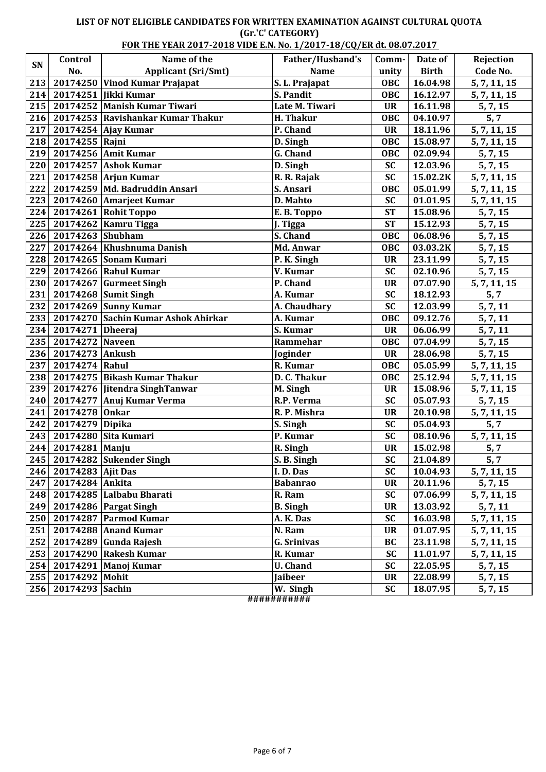**LIST OF NOT ELIGIBLE CANDIDATES FOR WRITTEN EXAMINATION AGAINST CULTURAL QUOTA**

**(Gr.'C' CATEGORY)**

**FOR THE YEAR 2017-2018 VIDE E.N. No. 1/2017-18/CQ/ER dt. 08.07.2017**

| SN | Control No. | Name of the Applicant (Sri/Smt) | Father/Husband's Name | Comm-unity | Date of Birth | Rejection Code No. |
|---|---|---|---|---|---|---|
| 213 | 20174250 | Vinod Kumar Prajapat | S. L. Prajapat | OBC | 16.04.98 | 5, 7, 11, 15 |
| 214 | 20174251 | Jikki Kumar | S. Pandit | OBC | 16.12.97 | 5, 7, 11, 15 |
| 215 | 20174252 | Manish Kumar Tiwari | Late M. Tiwari | UR | 16.11.98 | 5, 7, 15 |
| 216 | 20174253 | Ravishankar Kumar Thakur | H. Thakur | OBC | 04.10.97 | 5, 7 |
| 217 | 20174254 | Ajay Kumar | P. Chand | UR | 18.11.96 | 5, 7, 11, 15 |
| 218 | 20174255 | Rajni | D. Singh | OBC | 15.08.97 | 5, 7, 11, 15 |
| 219 | 20174256 | Amit Kumar | G. Chand | OBC | 02.09.94 | 5, 7, 15 |
| 220 | 20174257 | Ashok Kumar | D. Singh | SC | 12.03.96 | 5, 7, 15 |
| 221 | 20174258 | Arjun Kumar | R. R. Rajak | SC | 15.02.2K | 5, 7, 11, 15 |
| 222 | 20174259 | Md. Badruddin Ansari | S. Ansari | OBC | 05.01.99 | 5, 7, 11, 15 |
| 223 | 20174260 | Amarjeet Kumar | D. Mahto | SC | 01.01.95 | 5, 7, 11, 15 |
| 224 | 20174261 | Rohit Toppo | E. B. Toppo | ST | 15.08.96 | 5, 7, 15 |
| 225 | 20174262 | Kamru Tigga | J. Tigga | ST | 15.12.93 | 5, 7, 15 |
| 226 | 20174263 | Shubham | S. Chand | OBC | 06.08.96 | 5, 7, 15 |
| 227 | 20174264 | Khushnuma Danish | Md. Anwar | OBC | 03.03.2K | 5, 7, 15 |
| 228 | 20174265 | Sonam Kumari | P. K. Singh | UR | 23.11.99 | 5, 7, 15 |
| 229 | 20174266 | Rahul Kumar | V. Kumar | SC | 02.10.96 | 5, 7, 15 |
| 230 | 20174267 | Gurmeet Singh | P. Chand | UR | 07.07.90 | 5, 7, 11, 15 |
| 231 | 20174268 | Sumit Singh | A. Kumar | SC | 18.12.93 | 5, 7 |
| 232 | 20174269 | Sunny Kumar | A. Chaudhary | SC | 12.03.99 | 5, 7, 11 |
| 233 | 20174270 | Sachin Kumar Ashok Ahirkar | A. Kumar | OBC | 09.12.76 | 5, 7, 11 |
| 234 | 20174271 | Dheeraj | S. Kumar | UR | 06.06.99 | 5, 7, 11 |
| 235 | 20174272 | Naveen | Rammehar | OBC | 07.04.99 | 5, 7, 15 |
| 236 | 20174273 | Ankush | Joginder | UR | 28.06.98 | 5, 7, 15 |
| 237 | 20174274 | Rahul | R. Kumar | OBC | 05.05.99 | 5, 7, 11, 15 |
| 238 | 20174275 | Bikash Kumar Thakur | D. C. Thakur | OBC | 25.12.94 | 5, 7, 11, 15 |
| 239 | 20174276 | Jitendra SinghTanwar | M. Singh | UR | 15.08.96 | 5, 7, 11, 15 |
| 240 | 20174277 | Anuj Kumar Verma | R.P. Verma | SC | 05.07.93 | 5, 7, 15 |
| 241 | 20174278 | Onkar | R. P. Mishra | UR | 20.10.98 | 5, 7, 11, 15 |
| 242 | 20174279 | Dipika | S. Singh | SC | 05.04.93 | 5, 7 |
| 243 | 20174280 | Sita Kumari | P. Kumar | SC | 08.10.96 | 5, 7, 11, 15 |
| 244 | 20174281 | Manju | R. Singh | UR | 15.02.98 | 5, 7 |
| 245 | 20174282 | Sukender Singh | S. B. Singh | SC | 21.04.89 | 5, 7 |
| 246 | 20174283 | Ajit Das | I. D. Das | SC | 10.04.93 | 5, 7, 11, 15 |
| 247 | 20174284 | Ankita | Babanrao | UR | 20.11.96 | 5, 7, 15 |
| 248 | 20174285 | Lalbabu Bharati | R. Ram | SC | 07.06.99 | 5, 7, 11, 15 |
| 249 | 20174286 | Pargat Singh | B. Singh | UR | 13.03.92 | 5, 7, 11 |
| 250 | 20174287 | Parmod Kumar | A. K. Das | SC | 16.03.98 | 5, 7, 11, 15 |
| 251 | 20174288 | Anand Kumar | N. Ram | UR | 01.07.95 | 5, 7, 11, 15 |
| 252 | 20174289 | Gunda Rajesh | G. Srinivas | BC | 23.11.98 | 5, 7, 11, 15 |
| 253 | 20174290 | Rakesh Kumar | R. Kumar | SC | 11.01.97 | 5, 7, 11, 15 |
| 254 | 20174291 | Manoj Kumar | U. Chand | SC | 22.05.95 | 5, 7, 15 |
| 255 | 20174292 | Mohit | Jaibeer | UR | 22.08.99 | 5, 7, 15 |
| 256 | 20174293 | Sachin | W. Singh | SC | 18.07.95 | 5, 7, 15 |

###########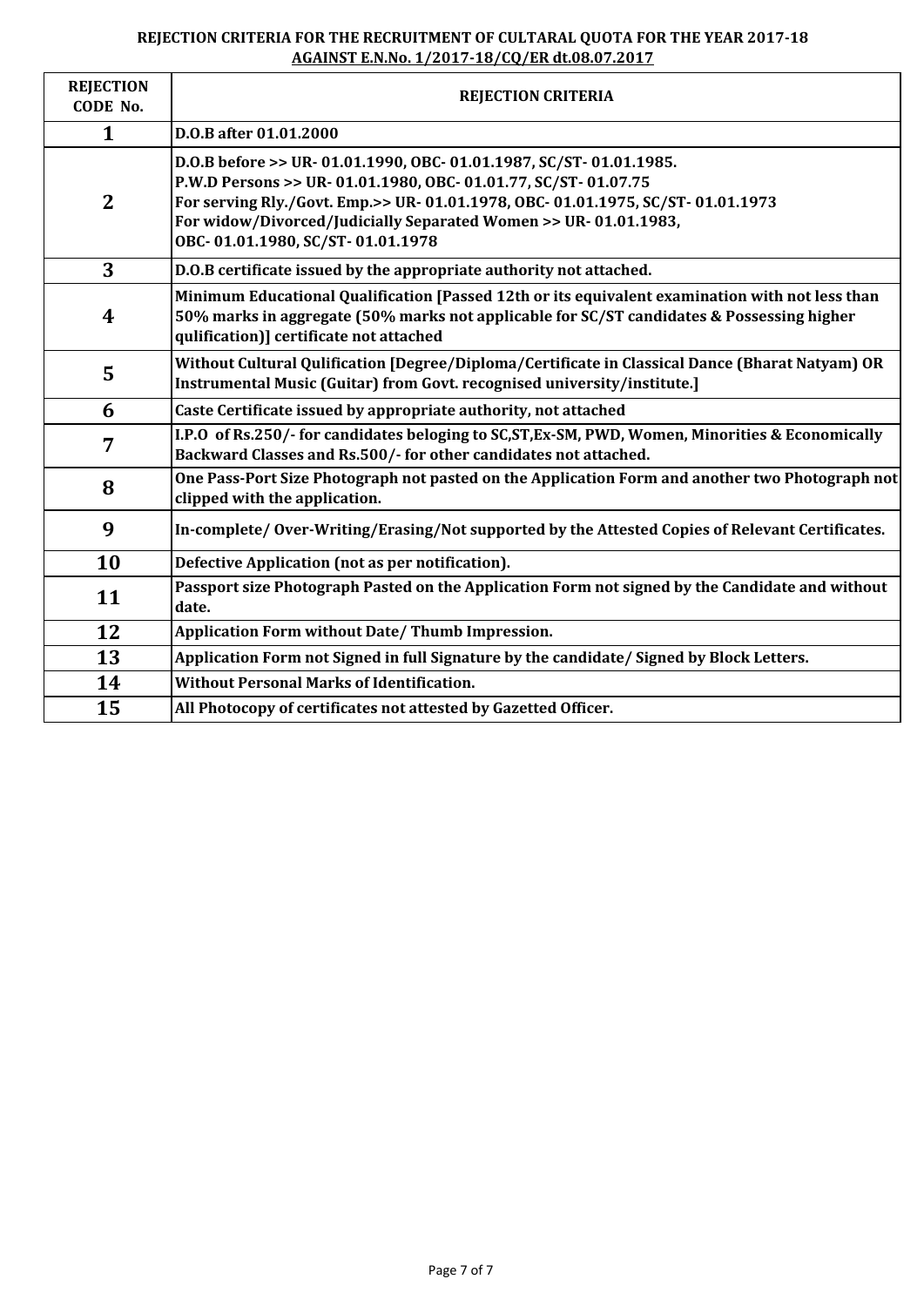**REJECTION CRITERIA FOR THE RECRUITMENT OF CULTARAL QUOTA FOR THE YEAR 2017-18**
**AGAINST E.N.No. 1/2017-18/CQ/ER dt.08.07.2017**

| REJECTION CODE No. | REJECTION CRITERIA |
|---|---|
| 1 | D.O.B after 01.01.2000 |
| 2 | D.O.B before >> UR- 01.01.1990, OBC- 01.01.1987, SC/ST- 01.01.1985.<br>P.W.D Persons >> UR- 01.01.1980, OBC- 01.01.77, SC/ST- 01.07.75<br>For serving Rly./Govt. Emp.>> UR- 01.01.1978, OBC- 01.01.1975, SC/ST- 01.01.1973<br>For widow/Divorced/Judicially Separated Women >> UR- 01.01.1983,<br>OBC- 01.01.1980, SC/ST- 01.01.1978 |
| 3 | D.O.B certificate issued by the appropriate authority not attached. |
| 4 | Minimum Educational Qualification [Passed 12th or its equivalent examination with not less than 50% marks in aggregate (50% marks not applicable for SC/ST candidates & Possessing higher qulification)] certificate not attached |
| 5 | Without Cultural Qulification [Degree/Diploma/Certificate in Classical Dance (Bharat Natyam) OR Instrumental Music (Guitar) from Govt. recognised university/institute.] |
| 6 | Caste Certificate issued by appropriate authority, not attached |
| 7 | I.P.O of Rs.250/- for candidates beloging to SC,ST,Ex-SM, PWD, Women, Minorities & Economically Backward Classes and Rs.500/- for other candidates not attached. |
| 8 | One Pass-Port Size Photograph not pasted on the Application Form and another two Photograph not clipped with the application. |
| 9 | In-complete/ Over-Writing/Erasing/Not supported by the Attested Copies of Relevant Certificates. |
| 10 | Defective Application (not as per notification). |
| 11 | Passport size Photograph Pasted on the Application Form not signed by the Candidate and without date. |
| 12 | Application Form without Date/ Thumb Impression. |
| 13 | Application Form not Signed in full Signature by the candidate/ Signed by Block Letters. |
| 14 | Without Personal Marks of Identification. |
| 15 | All Photocopy of certificates not attested by Gazetted Officer. |